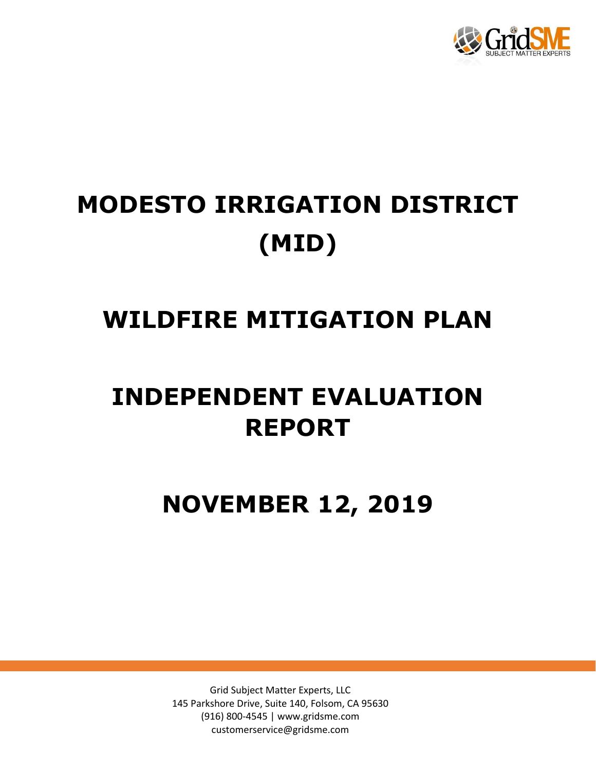# MODESTO IRRIGATION DISTRICT (MID)

# WILDFIRE MITIGATION PLAN

# INDEPENDENT EVALUATION REPORT

# NOVEMBER 12, 2019

Grid Subject Matter Experts, LLC
145 Parkshore Drive, Suite 140, Folsom, CA 95630
(916) 800-4545 | www.gridsme.com
customerservice@gridsme.com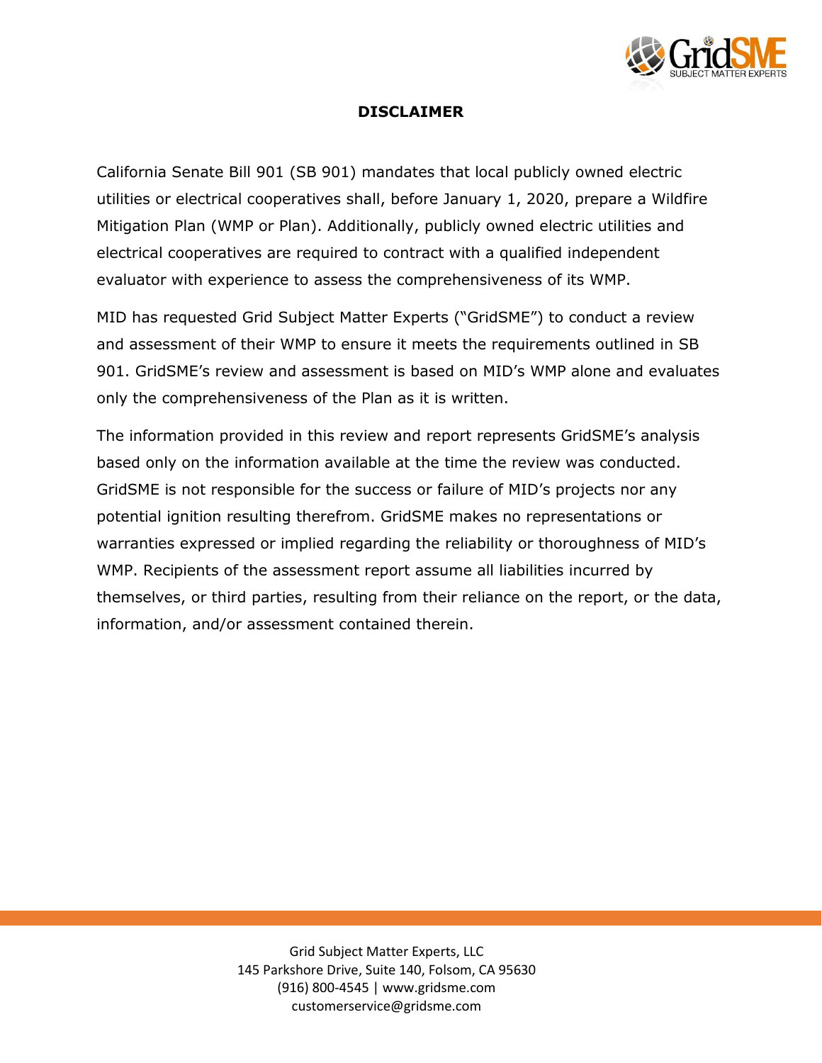## DISCLAIMER

California Senate Bill 901 (SB 901) mandates that local publicly owned electric utilities or electrical cooperatives shall, before January 1, 2020, prepare a Wildfire Mitigation Plan (WMP or Plan). Additionally, publicly owned electric utilities and electrical cooperatives are required to contract with a qualified independent evaluator with experience to assess the comprehensiveness of its WMP.

MID has requested Grid Subject Matter Experts ("GridSME") to conduct a review and assessment of their WMP to ensure it meets the requirements outlined in SB 901. GridSME's review and assessment is based on MID's WMP alone and evaluates only the comprehensiveness of the Plan as it is written.

The information provided in this review and report represents GridSME's analysis based only on the information available at the time the review was conducted. GridSME is not responsible for the success or failure of MID's projects nor any potential ignition resulting therefrom. GridSME makes no representations or warranties expressed or implied regarding the reliability or thoroughness of MID's WMP. Recipients of the assessment report assume all liabilities incurred by themselves, or third parties, resulting from their reliance on the report, or the data, information, and/or assessment contained therein.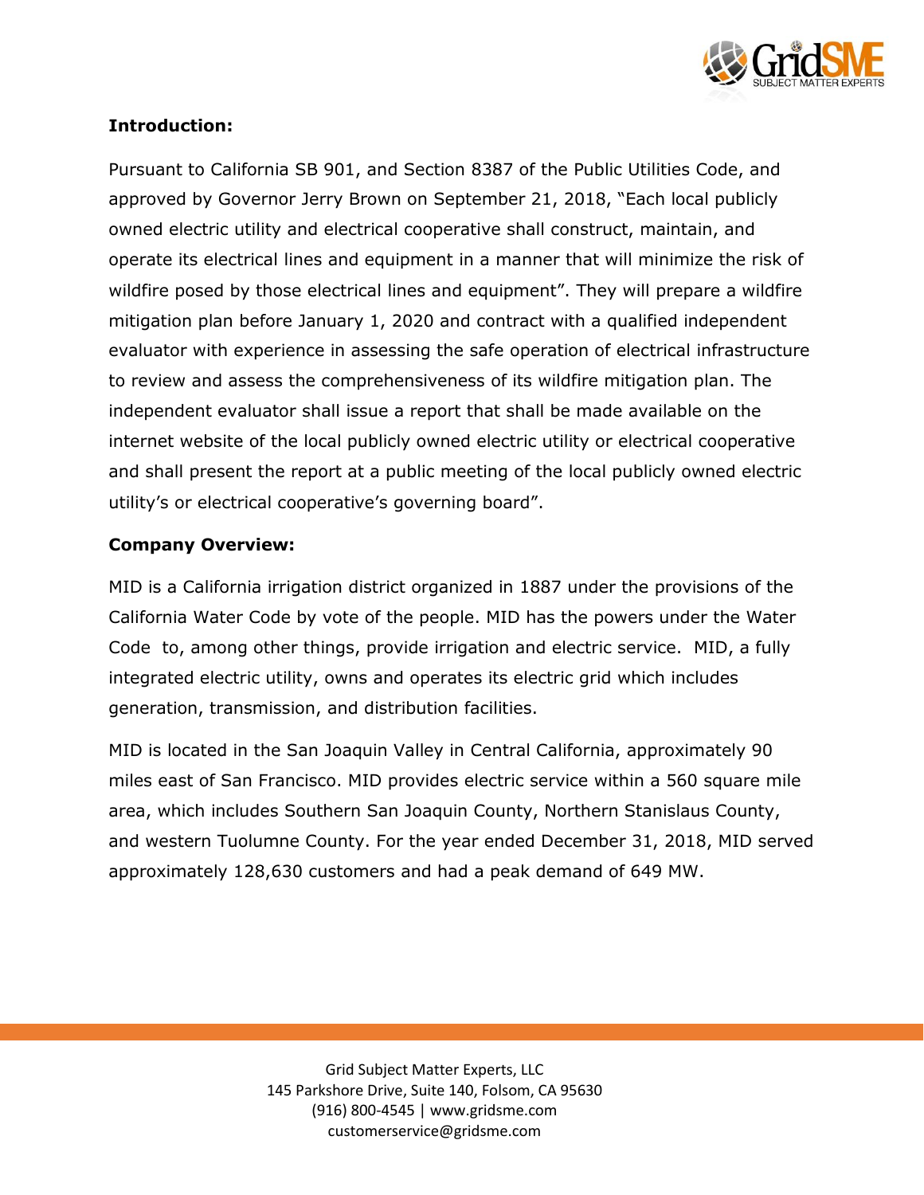**Introduction:**

Pursuant to California SB 901, and Section 8387 of the Public Utilities Code, and approved by Governor Jerry Brown on September 21, 2018, "Each local publicly owned electric utility and electrical cooperative shall construct, maintain, and operate its electrical lines and equipment in a manner that will minimize the risk of wildfire posed by those electrical lines and equipment". They will prepare a wildfire mitigation plan before January 1, 2020 and contract with a qualified independent evaluator with experience in assessing the safe operation of electrical infrastructure to review and assess the comprehensiveness of its wildfire mitigation plan. The independent evaluator shall issue a report that shall be made available on the internet website of the local publicly owned electric utility or electrical cooperative and shall present the report at a public meeting of the local publicly owned electric utility's or electrical cooperative's governing board".

**Company Overview:**

MID is a California irrigation district organized in 1887 under the provisions of the California Water Code by vote of the people. MID has the powers under the Water Code to, among other things, provide irrigation and electric service. MID, a fully integrated electric utility, owns and operates its electric grid which includes generation, transmission, and distribution facilities.

MID is located in the San Joaquin Valley in Central California, approximately 90 miles east of San Francisco. MID provides electric service within a 560 square mile area, which includes Southern San Joaquin County, Northern Stanislaus County, and western Tuolumne County. For the year ended December 31, 2018, MID served approximately 128,630 customers and had a peak demand of 649 MW.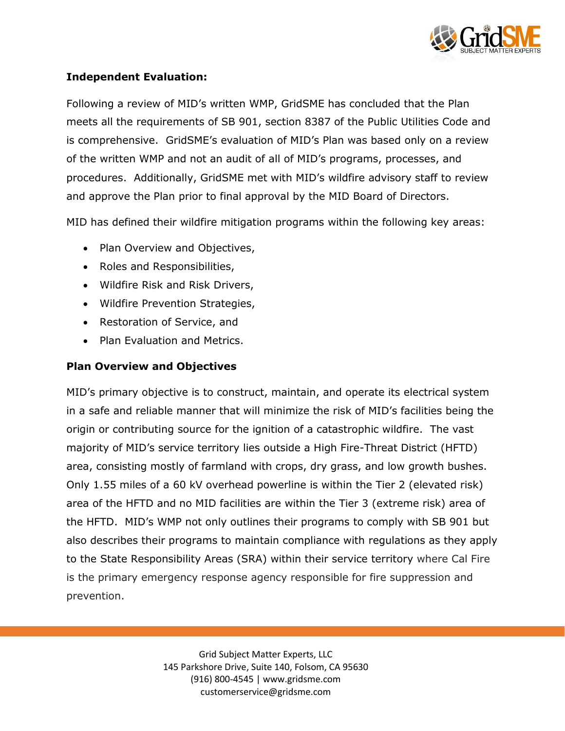**Independent Evaluation:**

Following a review of MID's written WMP, GridSME has concluded that the Plan meets all the requirements of SB 901, section 8387 of the Public Utilities Code and is comprehensive. GridSME's evaluation of MID's Plan was based only on a review of the written WMP and not an audit of all of MID's programs, processes, and procedures. Additionally, GridSME met with MID's wildfire advisory staff to review and approve the Plan prior to final approval by the MID Board of Directors.

MID has defined their wildfire mitigation programs within the following key areas:

- Plan Overview and Objectives,
- Roles and Responsibilities,
- Wildfire Risk and Risk Drivers,
- Wildfire Prevention Strategies,
- Restoration of Service, and
- Plan Evaluation and Metrics.

**Plan Overview and Objectives**

MID's primary objective is to construct, maintain, and operate its electrical system in a safe and reliable manner that will minimize the risk of MID's facilities being the origin or contributing source for the ignition of a catastrophic wildfire. The vast majority of MID's service territory lies outside a High Fire-Threat District (HFTD) area, consisting mostly of farmland with crops, dry grass, and low growth bushes. Only 1.55 miles of a 60 kV overhead powerline is within the Tier 2 (elevated risk) area of the HFTD and no MID facilities are within the Tier 3 (extreme risk) area of the HFTD. MID's WMP not only outlines their programs to comply with SB 901 but also describes their programs to maintain compliance with regulations as they apply to the State Responsibility Areas (SRA) within their service territory where Cal Fire is the primary emergency response agency responsible for fire suppression and prevention.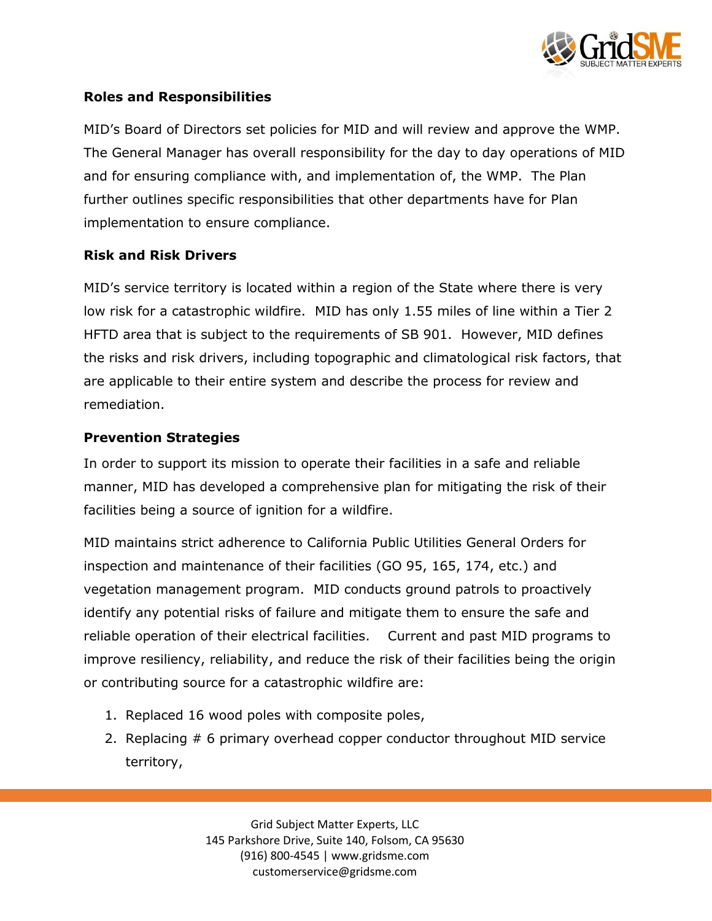**Roles and Responsibilities**

MID's Board of Directors set policies for MID and will review and approve the WMP. The General Manager has overall responsibility for the day to day operations of MID and for ensuring compliance with, and implementation of, the WMP. The Plan further outlines specific responsibilities that other departments have for Plan implementation to ensure compliance.

**Risk and Risk Drivers**

MID's service territory is located within a region of the State where there is very low risk for a catastrophic wildfire. MID has only 1.55 miles of line within a Tier 2 HFTD area that is subject to the requirements of SB 901. However, MID defines the risks and risk drivers, including topographic and climatological risk factors, that are applicable to their entire system and describe the process for review and remediation.

**Prevention Strategies**

In order to support its mission to operate their facilities in a safe and reliable manner, MID has developed a comprehensive plan for mitigating the risk of their facilities being a source of ignition for a wildfire.

MID maintains strict adherence to California Public Utilities General Orders for inspection and maintenance of their facilities (GO 95, 165, 174, etc.) and vegetation management program. MID conducts ground patrols to proactively identify any potential risks of failure and mitigate them to ensure the safe and reliable operation of their electrical facilities. Current and past MID programs to improve resiliency, reliability, and reduce the risk of their facilities being the origin or contributing source for a catastrophic wildfire are:

1. Replaced 16 wood poles with composite poles,
2. Replacing # 6 primary overhead copper conductor throughout MID service territory,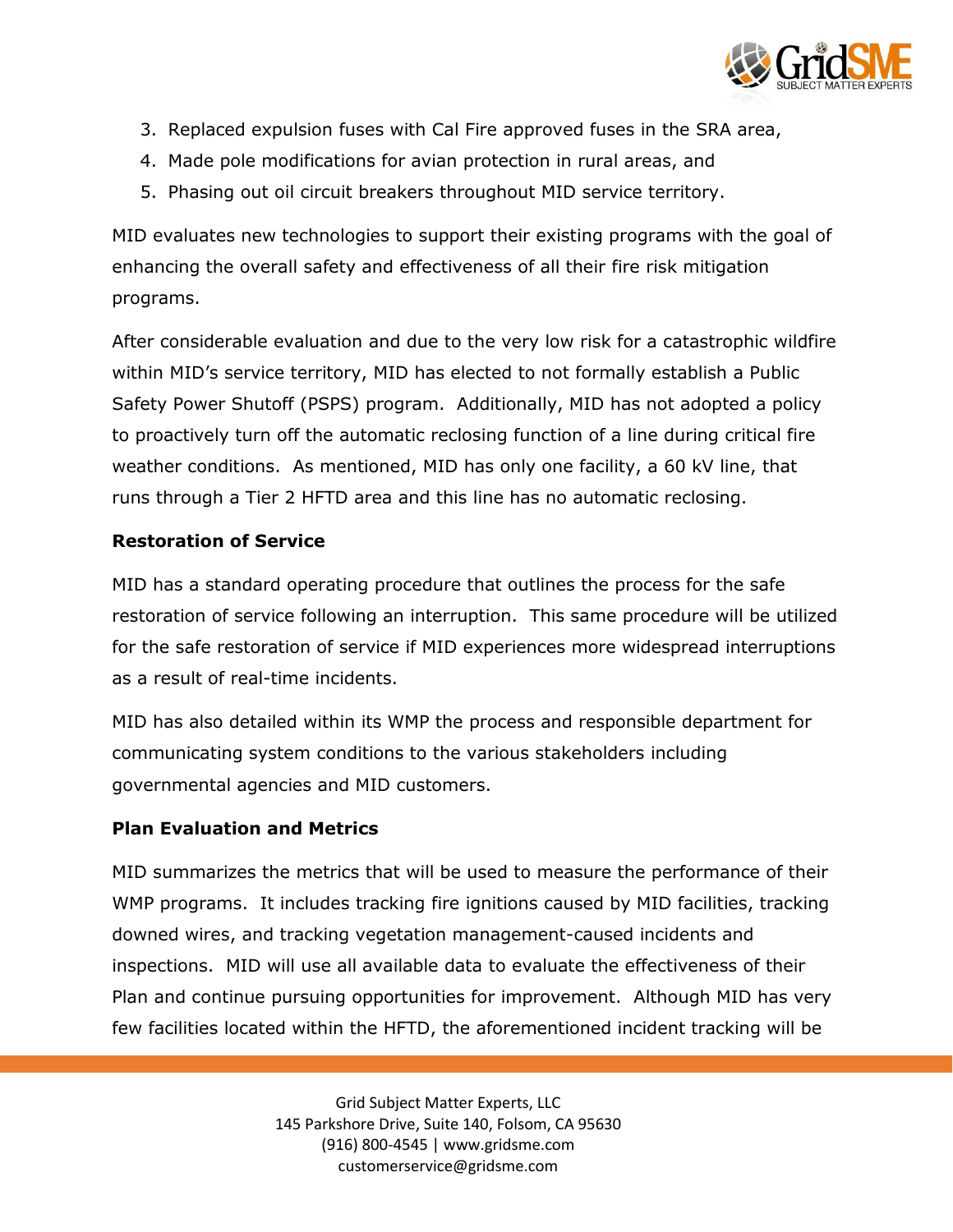3. Replaced expulsion fuses with Cal Fire approved fuses in the SRA area,
4. Made pole modifications for avian protection in rural areas, and
5. Phasing out oil circuit breakers throughout MID service territory.

MID evaluates new technologies to support their existing programs with the goal of enhancing the overall safety and effectiveness of all their fire risk mitigation programs.

After considerable evaluation and due to the very low risk for a catastrophic wildfire within MID's service territory, MID has elected to not formally establish a Public Safety Power Shutoff (PSPS) program. Additionally, MID has not adopted a policy to proactively turn off the automatic reclosing function of a line during critical fire weather conditions. As mentioned, MID has only one facility, a 60 kV line, that runs through a Tier 2 HFTD area and this line has no automatic reclosing.

**Restoration of Service**

MID has a standard operating procedure that outlines the process for the safe restoration of service following an interruption. This same procedure will be utilized for the safe restoration of service if MID experiences more widespread interruptions as a result of real-time incidents.

MID has also detailed within its WMP the process and responsible department for communicating system conditions to the various stakeholders including governmental agencies and MID customers.

**Plan Evaluation and Metrics**

MID summarizes the metrics that will be used to measure the performance of their WMP programs. It includes tracking fire ignitions caused by MID facilities, tracking downed wires, and tracking vegetation management-caused incidents and inspections. MID will use all available data to evaluate the effectiveness of their Plan and continue pursuing opportunities for improvement. Although MID has very few facilities located within the HFTD, the aforementioned incident tracking will be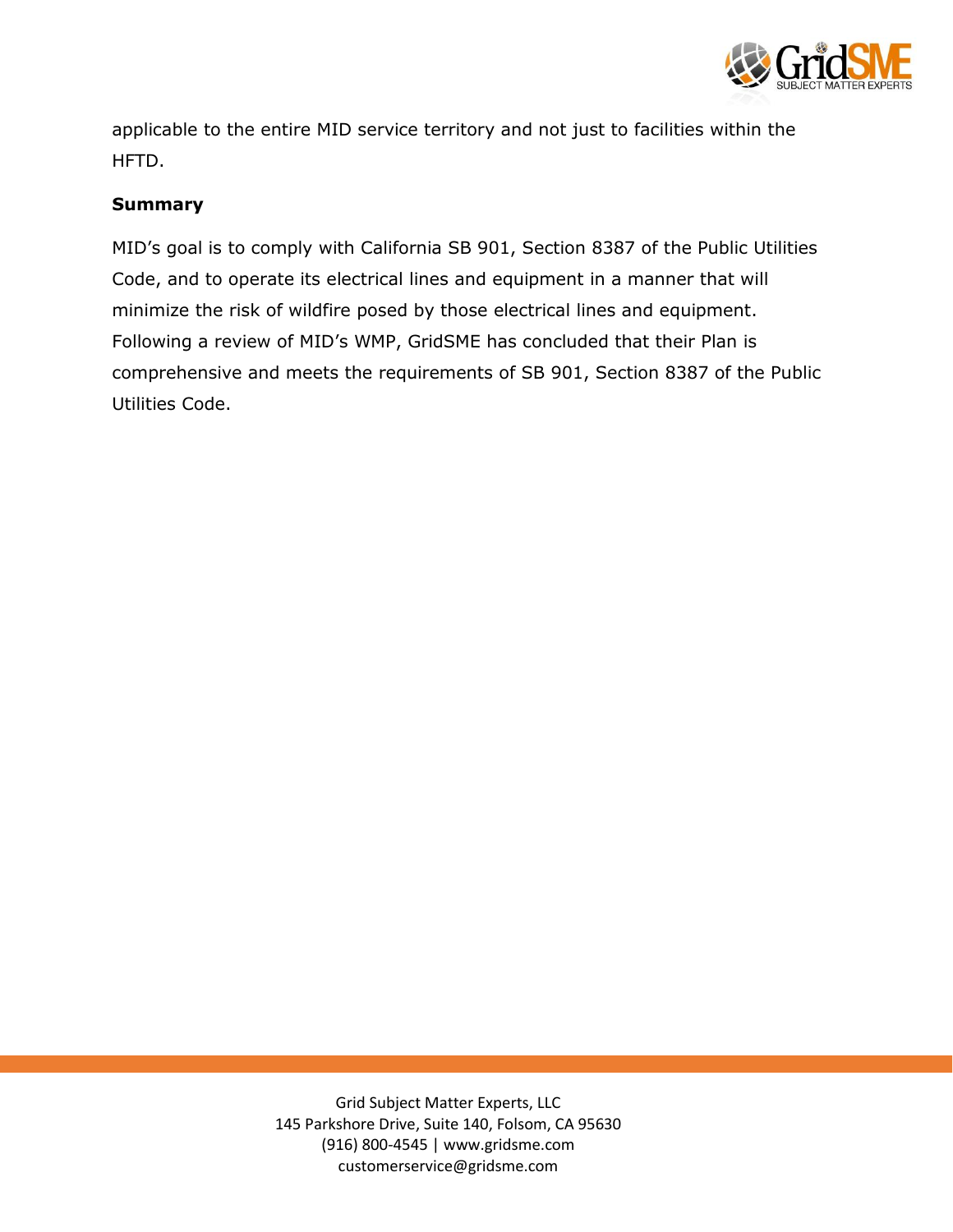applicable to the entire MID service territory and not just to facilities within the HFTD.

**Summary**

MID's goal is to comply with California SB 901, Section 8387 of the Public Utilities Code, and to operate its electrical lines and equipment in a manner that will minimize the risk of wildfire posed by those electrical lines and equipment. Following a review of MID's WMP, GridSME has concluded that their Plan is comprehensive and meets the requirements of SB 901, Section 8387 of the Public Utilities Code.